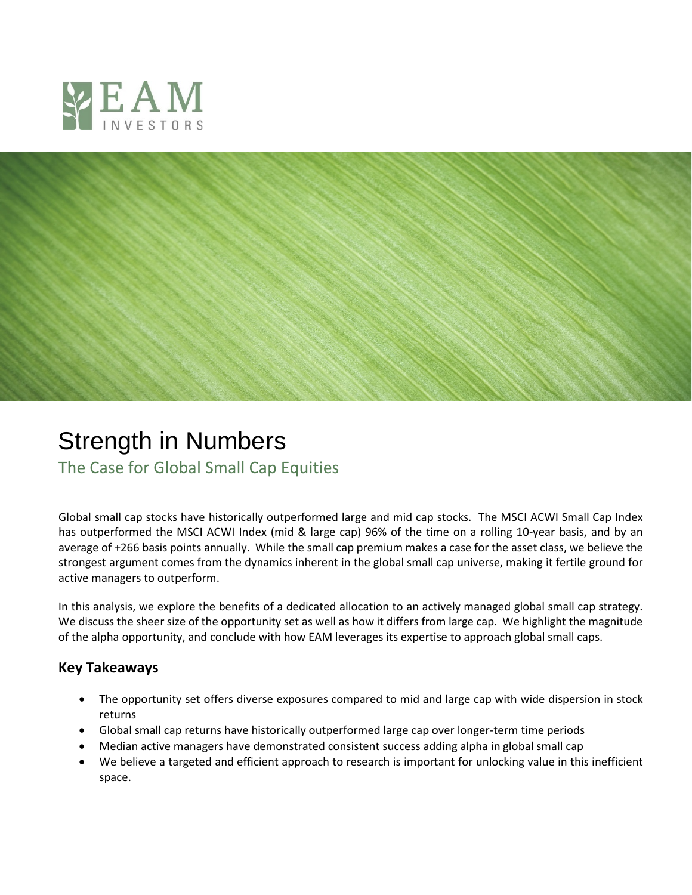EAM INVESTORS

# Strength in Numbers

## The Case for Global Small Cap Equities

Global small cap stocks have historically outperformed large and mid cap stocks. The MSCI ACWI Small Cap Index has outperformed the MSCI ACWI Index (mid & large cap) 96% of the time on a rolling 10-year basis, and by an average of +266 basis points annually. While the small cap premium makes a case for the asset class, we believe the strongest argument comes from the dynamics inherent in the global small cap universe, making it fertile ground for active managers to outperform.

In this analysis, we explore the benefits of a dedicated allocation to an actively managed global small cap strategy. We discuss the sheer size of the opportunity set as well as how it differs from large cap. We highlight the magnitude of the alpha opportunity, and conclude with how EAM leverages its expertise to approach global small caps.

### Key Takeaways

- The opportunity set offers diverse exposures compared to mid and large cap with wide dispersion in stock returns
- Global small cap returns have historically outperformed large cap over longer-term time periods
- Median active managers have demonstrated consistent success adding alpha in global small cap
- We believe a targeted and efficient approach to research is important for unlocking value in this inefficient space.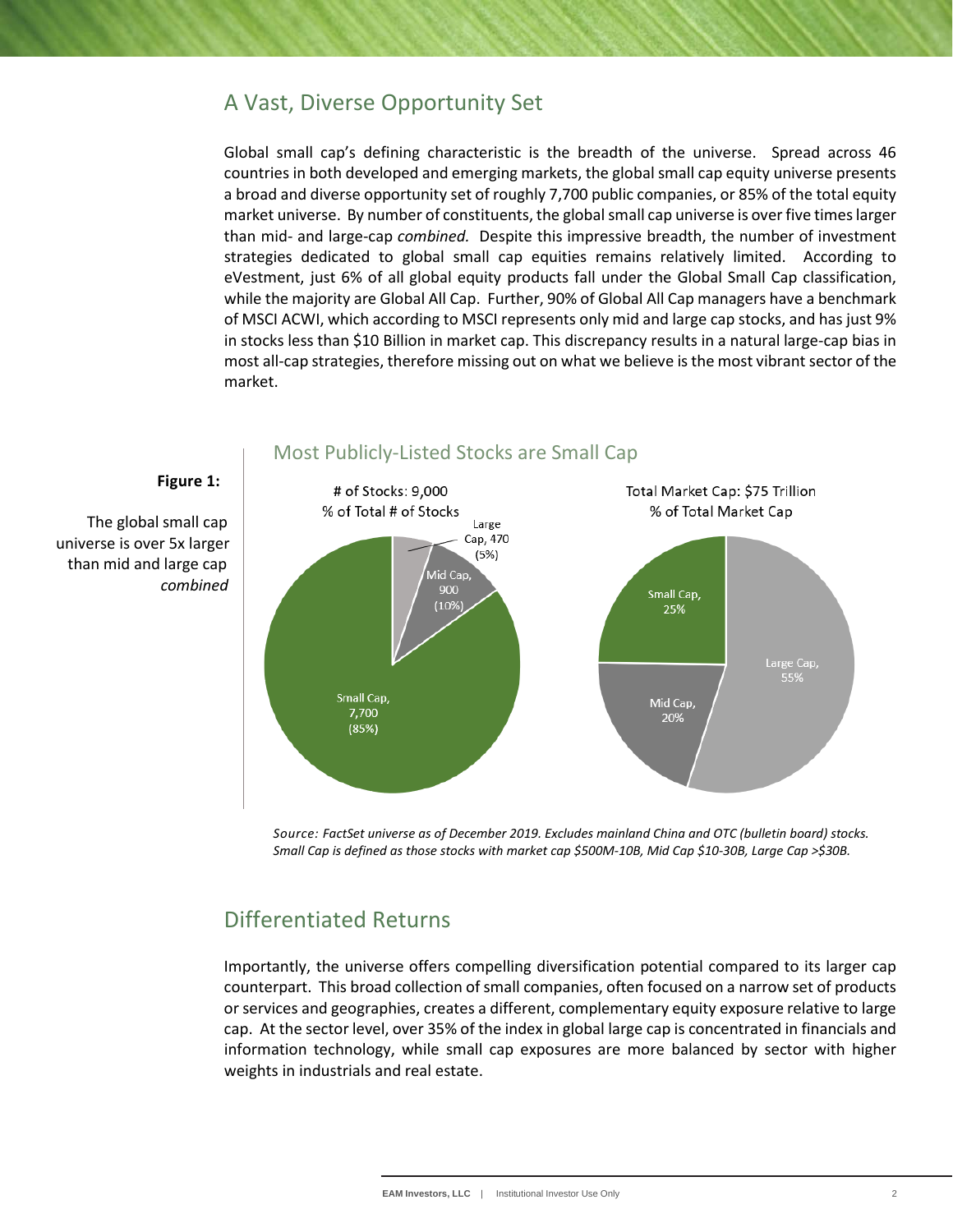## A Vast, Diverse Opportunity Set

Global small cap's defining characteristic is the breadth of the universe. Spread across 46 countries in both developed and emerging markets, the global small cap equity universe presents a broad and diverse opportunity set of roughly 7,700 public companies, or 85% of the total equity market universe. By number of constituents, the global small cap universe is over five times larger than mid- and large-cap *combined.* Despite this impressive breadth, the number of investment strategies dedicated to global small cap equities remains relatively limited. According to eVestment, just 6% of all global equity products fall under the Global Small Cap classification, while the majority are Global All Cap. Further, 90% of Global All Cap managers have a benchmark of MSCI ACWI, which according to MSCI represents only mid and large cap stocks, and has just 9% in stocks less than $10 Billion in market cap. This discrepancy results in a natural large-cap bias in most all-cap strategies, therefore missing out on what we believe is the most vibrant sector of the market.

**Figure 1:**

The global small cap universe is over 5x larger than mid and large cap *combined*

### Most Publicly-Listed Stocks are Small Cap

# of Stocks: 9,000
% of Total # of Stocks

| Category | # of Stocks | % of Total |
|---|---|---|
| Large Cap | 470 | 5% |
| Mid Cap | 900 | 10% |
| Small Cap | 7,700 | 85% |

Total Market Cap: $75 Trillion
% of Total Market Cap

| Category | % of Total Market Cap |
|---|---|
| Large Cap | 55% |
| Mid Cap | 20% |
| Small Cap | 25% |

*Source: FactSet universe as of December 2019. Excludes mainland China and OTC (bulletin board) stocks. Small Cap is defined as those stocks with market cap $500M-10B, Mid Cap $10-30B, Large Cap >$30B.*

## Differentiated Returns

Importantly, the universe offers compelling diversification potential compared to its larger cap counterpart. This broad collection of small companies, often focused on a narrow set of products or services and geographies, creates a different, complementary equity exposure relative to large cap. At the sector level, over 35% of the index in global large cap is concentrated in financials and information technology, while small cap exposures are more balanced by sector with higher weights in industrials and real estate.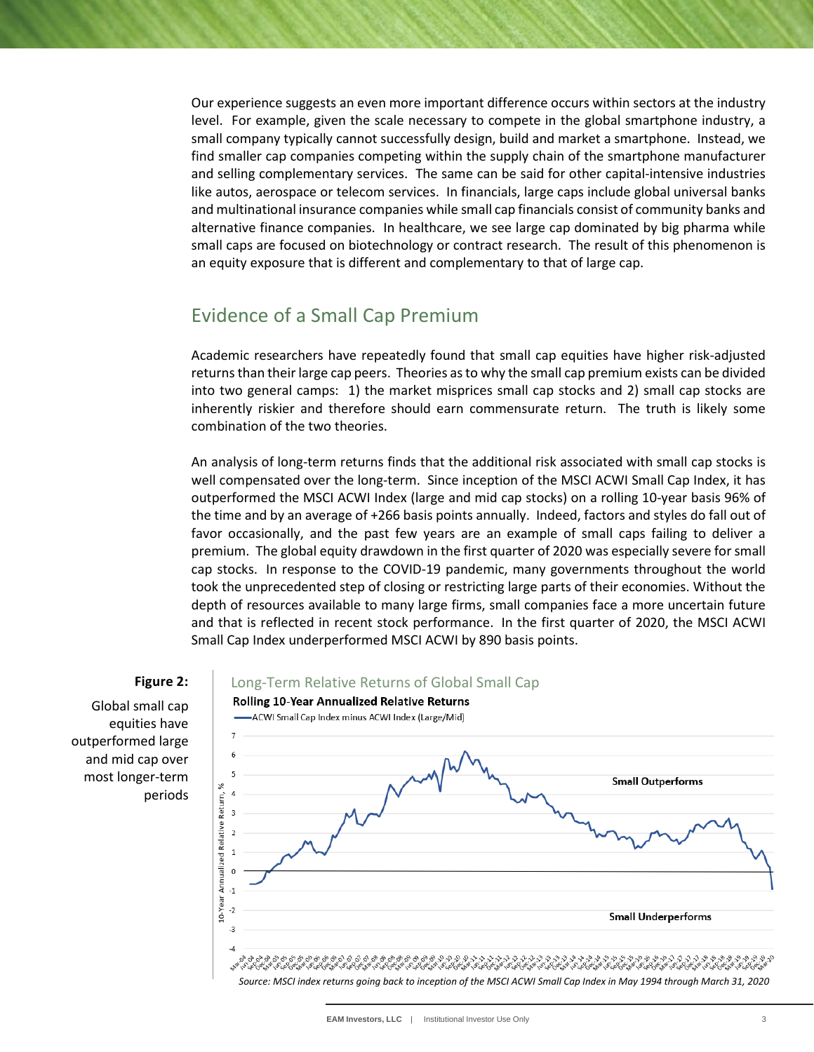Our experience suggests an even more important difference occurs within sectors at the industry level. For example, given the scale necessary to compete in the global smartphone industry, a small company typically cannot successfully design, build and market a smartphone. Instead, we find smaller cap companies competing within the supply chain of the smartphone manufacturer and selling complementary services. The same can be said for other capital-intensive industries like autos, aerospace or telecom services. In financials, large caps include global universal banks and multinational insurance companies while small cap financials consist of community banks and alternative finance companies. In healthcare, we see large cap dominated by big pharma while small caps are focused on biotechnology or contract research. The result of this phenomenon is an equity exposure that is different and complementary to that of large cap.

## Evidence of a Small Cap Premium

Academic researchers have repeatedly found that small cap equities have higher risk-adjusted returns than their large cap peers. Theories as to why the small cap premium exists can be divided into two general camps: 1) the market misprices small cap stocks and 2) small cap stocks are inherently riskier and therefore should earn commensurate return. The truth is likely some combination of the two theories.

An analysis of long-term returns finds that the additional risk associated with small cap stocks is well compensated over the long-term. Since inception of the MSCI ACWI Small Cap Index, it has outperformed the MSCI ACWI Index (large and mid cap stocks) on a rolling 10-year basis 96% of the time and by an average of +266 basis points annually. Indeed, factors and styles do fall out of favor occasionally, and the past few years are an example of small caps failing to deliver a premium. The global equity drawdown in the first quarter of 2020 was especially severe for small cap stocks. In response to the COVID-19 pandemic, many governments throughout the world took the unprecedented step of closing or restricting large parts of their economies. Without the depth of resources available to many large firms, small companies face a more uncertain future and that is reflected in recent stock performance. In the first quarter of 2020, the MSCI ACWI Small Cap Index underperformed MSCI ACWI by 890 basis points.

**Figure 2:**

Global small cap equities have outperformed large and mid cap over most longer-term periods

Long-Term Relative Returns of Global Small Cap

**Rolling 10-Year Annualized Relative Returns**

*Source: MSCI index returns going back to inception of the MSCI ACWI Small Cap Index in May 1994 through March 31, 2020*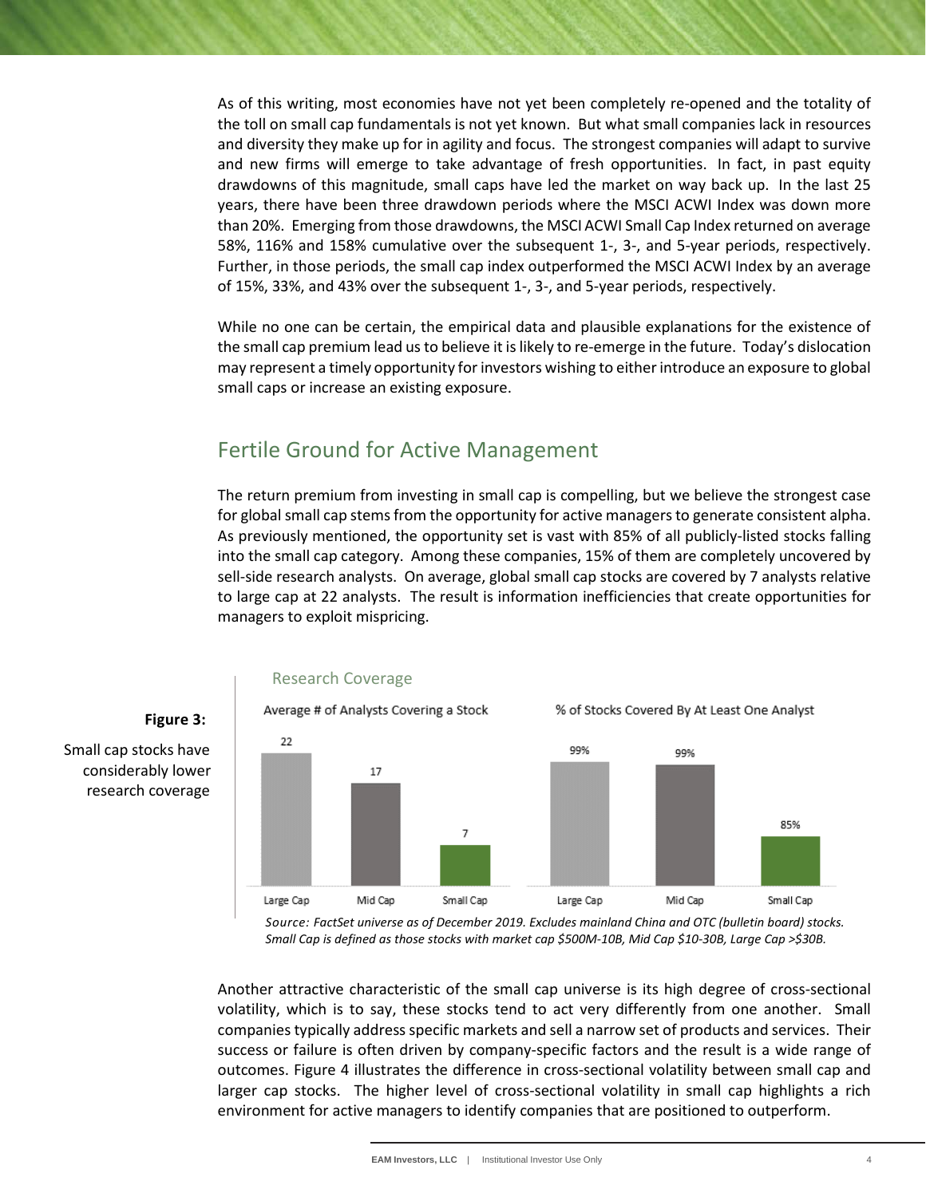As of this writing, most economies have not yet been completely re-opened and the totality of the toll on small cap fundamentals is not yet known. But what small companies lack in resources and diversity they make up for in agility and focus. The strongest companies will adapt to survive and new firms will emerge to take advantage of fresh opportunities. In fact, in past equity drawdowns of this magnitude, small caps have led the market on way back up. In the last 25 years, there have been three drawdown periods where the MSCI ACWI Index was down more than 20%. Emerging from those drawdowns, the MSCI ACWI Small Cap Index returned on average 58%, 116% and 158% cumulative over the subsequent 1-, 3-, and 5-year periods, respectively. Further, in those periods, the small cap index outperformed the MSCI ACWI Index by an average of 15%, 33%, and 43% over the subsequent 1-, 3-, and 5-year periods, respectively.

While no one can be certain, the empirical data and plausible explanations for the existence of the small cap premium lead us to believe it is likely to re-emerge in the future. Today's dislocation may represent a timely opportunity for investors wishing to either introduce an exposure to global small caps or increase an existing exposure.

## Fertile Ground for Active Management

The return premium from investing in small cap is compelling, but we believe the strongest case for global small cap stems from the opportunity for active managers to generate consistent alpha. As previously mentioned, the opportunity set is vast with 85% of all publicly-listed stocks falling into the small cap category. Among these companies, 15% of them are completely uncovered by sell-side research analysts. On average, global small cap stocks are covered by 7 analysts relative to large cap at 22 analysts. The result is information inefficiencies that create opportunities for managers to exploit mispricing.

**Figure 3:**

Small cap stocks have considerably lower research coverage

Research Coverage

| | Average # of Analysts Covering a Stock | % of Stocks Covered By At Least One Analyst |
|---|---|---|
| Large Cap | 22 | 99% |
| Mid Cap | 17 | 99% |
| Small Cap | 7 | 85% |

*Source: FactSet universe as of December 2019. Excludes mainland China and OTC (bulletin board) stocks. Small Cap is defined as those stocks with market cap $500M-10B, Mid Cap $10-30B, Large Cap >$30B.*

Another attractive characteristic of the small cap universe is its high degree of cross-sectional volatility, which is to say, these stocks tend to act very differently from one another. Small companies typically address specific markets and sell a narrow set of products and services. Their success or failure is often driven by company-specific factors and the result is a wide range of outcomes. Figure 4 illustrates the difference in cross-sectional volatility between small cap and larger cap stocks. The higher level of cross-sectional volatility in small cap highlights a rich environment for active managers to identify companies that are positioned to outperform.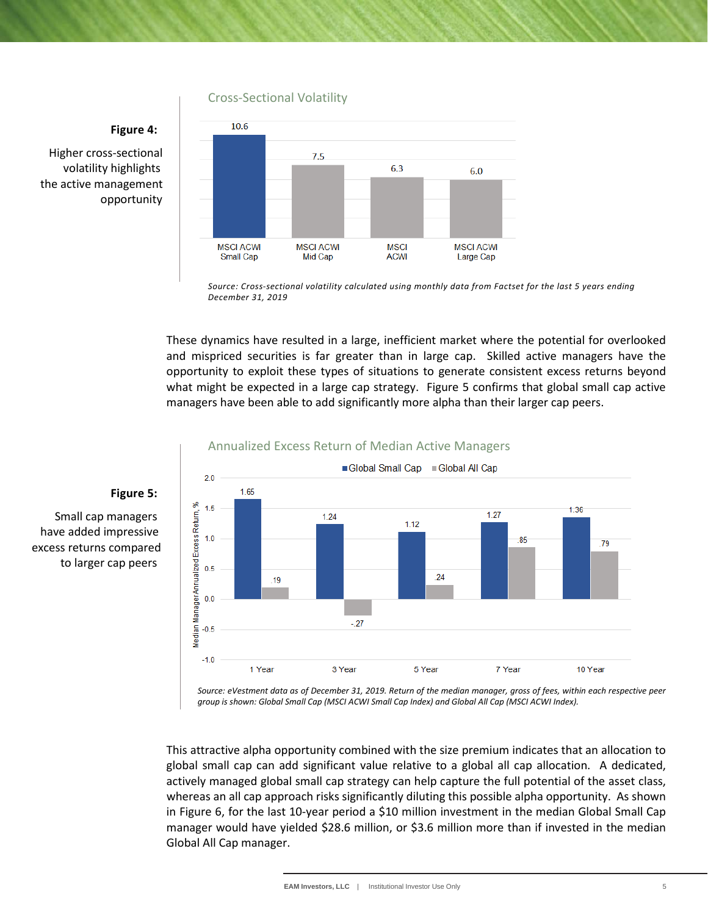**Figure 4:**

Higher cross-sectional volatility highlights the active management opportunity

Cross-Sectional Volatility

| | MSCI ACWI Small Cap | MSCI ACWI Mid Cap | MSCI ACWI | MSCI ACWI Large Cap |
|---|---|---|---|---|
| Cross-Sectional Volatility | 10.6 | 7.5 | 6.3 | 6.0 |

*Source: Cross-sectional volatility calculated using monthly data from Factset for the last 5 years ending December 31, 2019*

These dynamics have resulted in a large, inefficient market where the potential for overlooked and mispriced securities is far greater than in large cap. Skilled active managers have the opportunity to exploit these types of situations to generate consistent excess returns beyond what might be expected in a large cap strategy. Figure 5 confirms that global small cap active managers have been able to add significantly more alpha than their larger cap peers.

**Figure 5:**

Small cap managers have added impressive excess returns compared to larger cap peers

Annualized Excess Return of Median Active Managers

Median Manager Annualized Excess Return, %

| | 1 Year | 3 Year | 5 Year | 7 Year | 10 Year |
|---|---|---|---|---|---|
| Global Small Cap | 1.65 | 1.24 | 1.12 | 1.27 | 1.36 |
| Global All Cap | .19 | -.27 | .24 | .85 | .79 |

*Source: eVestment data as of December 31, 2019. Return of the median manager, gross of fees, within each respective peer group is shown: Global Small Cap (MSCI ACWI Small Cap Index) and Global All Cap (MSCI ACWI Index).*

This attractive alpha opportunity combined with the size premium indicates that an allocation to global small cap can add significant value relative to a global all cap allocation. A dedicated, actively managed global small cap strategy can help capture the full potential of the asset class, whereas an all cap approach risks significantly diluting this possible alpha opportunity. As shown in Figure 6, for the last 10-year period a $10 million investment in the median Global Small Cap manager would have yielded $28.6 million, or $3.6 million more than if invested in the median Global All Cap manager.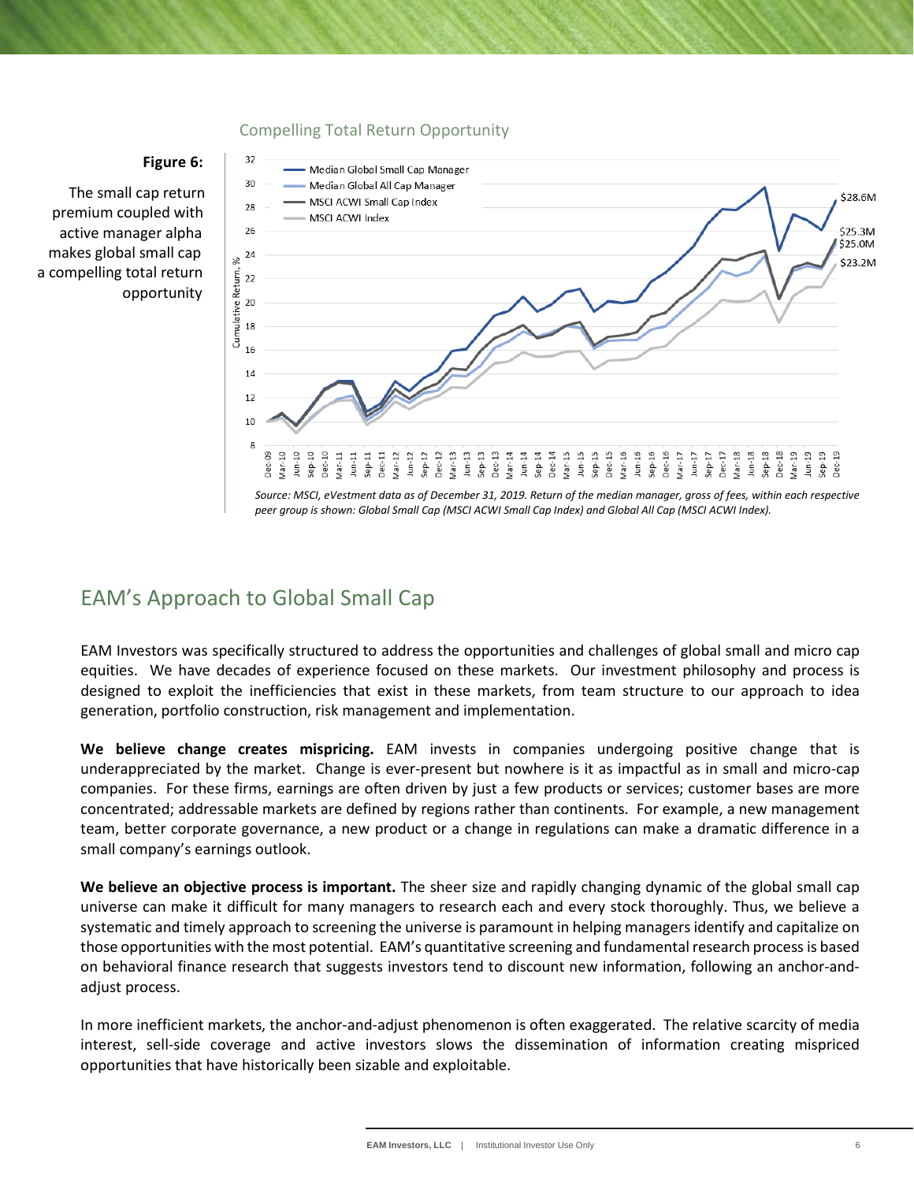**Figure 6:**

The small cap return premium coupled with active manager alpha makes global small cap a compelling total return opportunity

Compelling Total Return Opportunity

*Source: MSCI, eVestment data as of December 31, 2019. Return of the median manager, gross of fees, within each respective peer group is shown: Global Small Cap (MSCI ACWI Small Cap Index) and Global All Cap (MSCI ACWI Index).*

## EAM's Approach to Global Small Cap

EAM Investors was specifically structured to address the opportunities and challenges of global small and micro cap equities. We have decades of experience focused on these markets. Our investment philosophy and process is designed to exploit the inefficiencies that exist in these markets, from team structure to our approach to idea generation, portfolio construction, risk management and implementation.

**We believe change creates mispricing.** EAM invests in companies undergoing positive change that is underappreciated by the market. Change is ever-present but nowhere is it as impactful as in small and micro-cap companies. For these firms, earnings are often driven by just a few products or services; customer bases are more concentrated; addressable markets are defined by regions rather than continents. For example, a new management team, better corporate governance, a new product or a change in regulations can make a dramatic difference in a small company's earnings outlook.

**We believe an objective process is important.** The sheer size and rapidly changing dynamic of the global small cap universe can make it difficult for many managers to research each and every stock thoroughly. Thus, we believe a systematic and timely approach to screening the universe is paramount in helping managers identify and capitalize on those opportunities with the most potential. EAM's quantitative screening and fundamental research process is based on behavioral finance research that suggests investors tend to discount new information, following an anchor-and-adjust process.

In more inefficient markets, the anchor-and-adjust phenomenon is often exaggerated. The relative scarcity of media interest, sell-side coverage and active investors slows the dissemination of information creating mispriced opportunities that have historically been sizable and exploitable.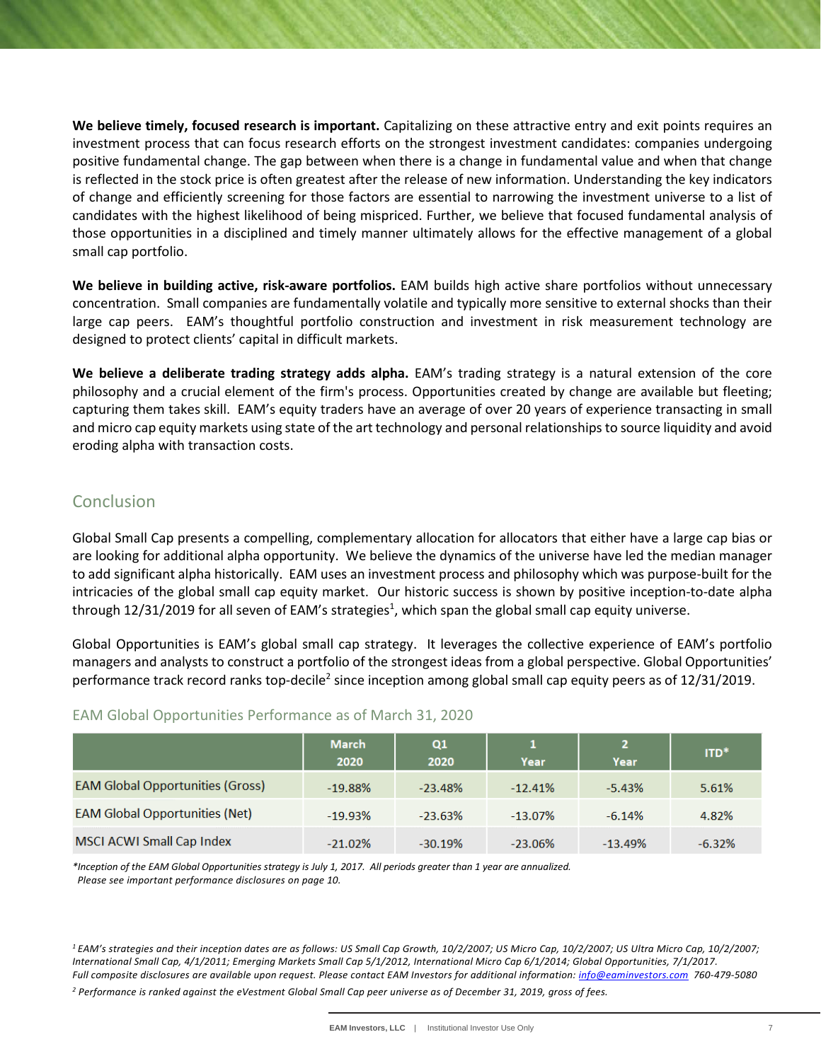**We believe timely, focused research is important.** Capitalizing on these attractive entry and exit points requires an investment process that can focus research efforts on the strongest investment candidates: companies undergoing positive fundamental change. The gap between when there is a change in fundamental value and when that change is reflected in the stock price is often greatest after the release of new information. Understanding the key indicators of change and efficiently screening for those factors are essential to narrowing the investment universe to a list of candidates with the highest likelihood of being mispriced. Further, we believe that focused fundamental analysis of those opportunities in a disciplined and timely manner ultimately allows for the effective management of a global small cap portfolio.

**We believe in building active, risk-aware portfolios.** EAM builds high active share portfolios without unnecessary concentration. Small companies are fundamentally volatile and typically more sensitive to external shocks than their large cap peers. EAM's thoughtful portfolio construction and investment in risk measurement technology are designed to protect clients' capital in difficult markets.

**We believe a deliberate trading strategy adds alpha.** EAM's trading strategy is a natural extension of the core philosophy and a crucial element of the firm's process. Opportunities created by change are available but fleeting; capturing them takes skill. EAM's equity traders have an average of over 20 years of experience transacting in small and micro cap equity markets using state of the art technology and personal relationships to source liquidity and avoid eroding alpha with transaction costs.

## Conclusion

Global Small Cap presents a compelling, complementary allocation for allocators that either have a large cap bias or are looking for additional alpha opportunity. We believe the dynamics of the universe have led the median manager to add significant alpha historically. EAM uses an investment process and philosophy which was purpose-built for the intricacies of the global small cap equity market. Our historic success is shown by positive inception-to-date alpha through 12/31/2019 for all seven of EAM's strategies[1], which span the global small cap equity universe.

Global Opportunities is EAM's global small cap strategy. It leverages the collective experience of EAM's portfolio managers and analysts to construct a portfolio of the strongest ideas from a global perspective. Global Opportunities' performance track record ranks top-decile[2] since inception among global small cap equity peers as of 12/31/2019.

### EAM Global Opportunities Performance as of March 31, 2020

| | March 2020 | Q1 2020 | 1 Year | 2 Year | ITD* |
|---|---|---|---|---|---|
| EAM Global Opportunities (Gross) | -19.88% | -23.48% | -12.41% | -5.43% | 5.61% |
| EAM Global Opportunities (Net) | -19.93% | -23.63% | -13.07% | -6.14% | 4.82% |
| MSCI ACWI Small Cap Index | -21.02% | -30.19% | -23.06% | -13.49% | -6.32% |

*\*Inception of the EAM Global Opportunities strategy is July 1, 2017. All periods greater than 1 year are annualized.*
*Please see important performance disclosures on page 10.*

*[1] EAM's strategies and their inception dates are as follows: US Small Cap Growth, 10/2/2007; US Micro Cap, 10/2/2007; US Ultra Micro Cap, 10/2/2007; International Small Cap, 4/1/2011; Emerging Markets Small Cap 5/1/2012, International Micro Cap 6/1/2014; Global Opportunities, 7/1/2017. Full composite disclosures are available upon request. Please contact EAM Investors for additional information: info@eaminvestors.com 760-479-5080*

*[2] Performance is ranked against the eVestment Global Small Cap peer universe as of December 31, 2019, gross of fees.*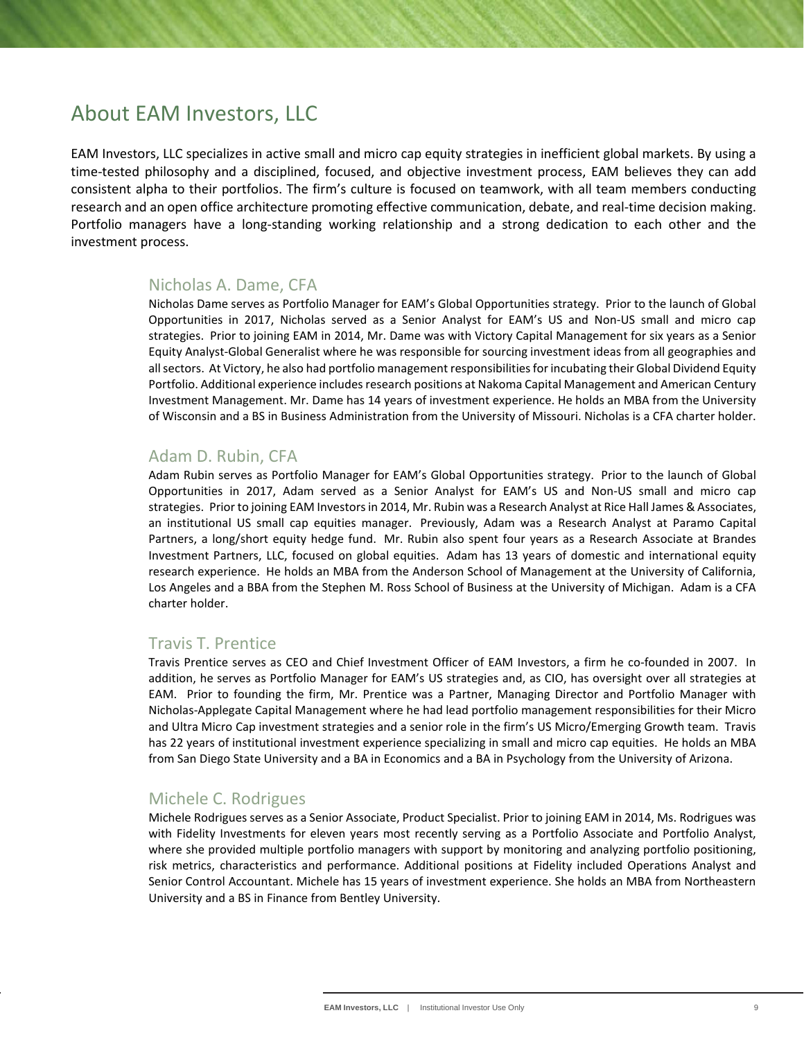# About EAM Investors, LLC

EAM Investors, LLC specializes in active small and micro cap equity strategies in inefficient global markets. By using a time-tested philosophy and a disciplined, focused, and objective investment process, EAM believes they can add consistent alpha to their portfolios. The firm's culture is focused on teamwork, with all team members conducting research and an open office architecture promoting effective communication, debate, and real-time decision making. Portfolio managers have a long-standing working relationship and a strong dedication to each other and the investment process.

## Nicholas A. Dame, CFA

Nicholas Dame serves as Portfolio Manager for EAM's Global Opportunities strategy. Prior to the launch of Global Opportunities in 2017, Nicholas served as a Senior Analyst for EAM's US and Non-US small and micro cap strategies. Prior to joining EAM in 2014, Mr. Dame was with Victory Capital Management for six years as a Senior Equity Analyst-Global Generalist where he was responsible for sourcing investment ideas from all geographies and all sectors. At Victory, he also had portfolio management responsibilities for incubating their Global Dividend Equity Portfolio. Additional experience includes research positions at Nakoma Capital Management and American Century Investment Management. Mr. Dame has 14 years of investment experience. He holds an MBA from the University of Wisconsin and a BS in Business Administration from the University of Missouri. Nicholas is a CFA charter holder.

## Adam D. Rubin, CFA

Adam Rubin serves as Portfolio Manager for EAM's Global Opportunities strategy. Prior to the launch of Global Opportunities in 2017, Adam served as a Senior Analyst for EAM's US and Non-US small and micro cap strategies. Prior to joining EAM Investors in 2014, Mr. Rubin was a Research Analyst at Rice Hall James & Associates, an institutional US small cap equities manager. Previously, Adam was a Research Analyst at Paramo Capital Partners, a long/short equity hedge fund. Mr. Rubin also spent four years as a Research Associate at Brandes Investment Partners, LLC, focused on global equities. Adam has 13 years of domestic and international equity research experience. He holds an MBA from the Anderson School of Management at the University of California, Los Angeles and a BBA from the Stephen M. Ross School of Business at the University of Michigan. Adam is a CFA charter holder.

## Travis T. Prentice

Travis Prentice serves as CEO and Chief Investment Officer of EAM Investors, a firm he co-founded in 2007. In addition, he serves as Portfolio Manager for EAM's US strategies and, as CIO, has oversight over all strategies at EAM. Prior to founding the firm, Mr. Prentice was a Partner, Managing Director and Portfolio Manager with Nicholas-Applegate Capital Management where he had lead portfolio management responsibilities for their Micro and Ultra Micro Cap investment strategies and a senior role in the firm's US Micro/Emerging Growth team. Travis has 22 years of institutional investment experience specializing in small and micro cap equities. He holds an MBA from San Diego State University and a BA in Economics and a BA in Psychology from the University of Arizona.

## Michele C. Rodrigues

Michele Rodrigues serves as a Senior Associate, Product Specialist. Prior to joining EAM in 2014, Ms. Rodrigues was with Fidelity Investments for eleven years most recently serving as a Portfolio Associate and Portfolio Analyst, where she provided multiple portfolio managers with support by monitoring and analyzing portfolio positioning, risk metrics, characteristics and performance. Additional positions at Fidelity included Operations Analyst and Senior Control Accountant. Michele has 15 years of investment experience. She holds an MBA from Northeastern University and a BS in Finance from Bentley University.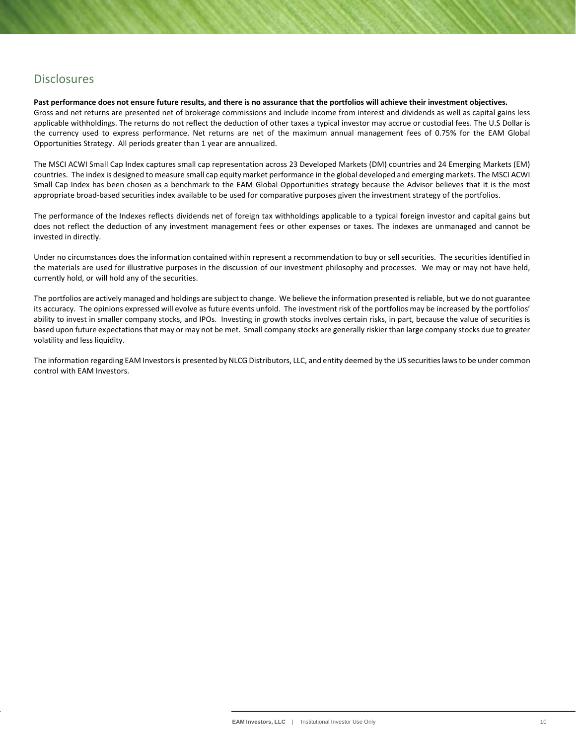## Disclosures

**Past performance does not ensure future results, and there is no assurance that the portfolios will achieve their investment objectives.**
Gross and net returns are presented net of brokerage commissions and include income from interest and dividends as well as capital gains less applicable withholdings. The returns do not reflect the deduction of other taxes a typical investor may accrue or custodial fees. The U.S Dollar is the currency used to express performance. Net returns are net of the maximum annual management fees of 0.75% for the EAM Global Opportunities Strategy. All periods greater than 1 year are annualized.

The MSCI ACWI Small Cap Index captures small cap representation across 23 Developed Markets (DM) countries and 24 Emerging Markets (EM) countries. The index is designed to measure small cap equity market performance in the global developed and emerging markets. The MSCI ACWI Small Cap Index has been chosen as a benchmark to the EAM Global Opportunities strategy because the Advisor believes that it is the most appropriate broad-based securities index available to be used for comparative purposes given the investment strategy of the portfolios.

The performance of the Indexes reflects dividends net of foreign tax withholdings applicable to a typical foreign investor and capital gains but does not reflect the deduction of any investment management fees or other expenses or taxes. The indexes are unmanaged and cannot be invested in directly.

Under no circumstances does the information contained within represent a recommendation to buy or sell securities. The securities identified in the materials are used for illustrative purposes in the discussion of our investment philosophy and processes. We may or may not have held, currently hold, or will hold any of the securities.

The portfolios are actively managed and holdings are subject to change. We believe the information presented is reliable, but we do not guarantee its accuracy. The opinions expressed will evolve as future events unfold. The investment risk of the portfolios may be increased by the portfolios' ability to invest in smaller company stocks, and IPOs. Investing in growth stocks involves certain risks, in part, because the value of securities is based upon future expectations that may or may not be met. Small company stocks are generally riskier than large company stocks due to greater volatility and less liquidity.

The information regarding EAM Investors is presented by NLCG Distributors, LLC, and entity deemed by the US securities laws to be under common control with EAM Investors.